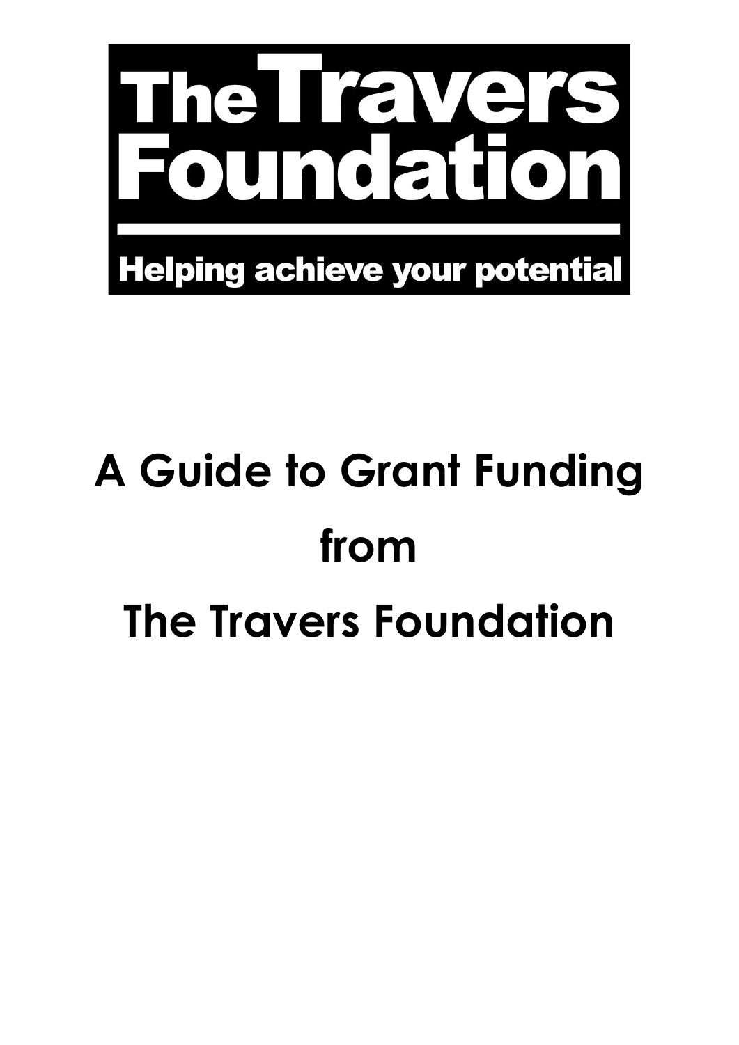**The Travers Foundation**

**Helping achieve your potential**

# A Guide to Grant Funding from The Travers Foundation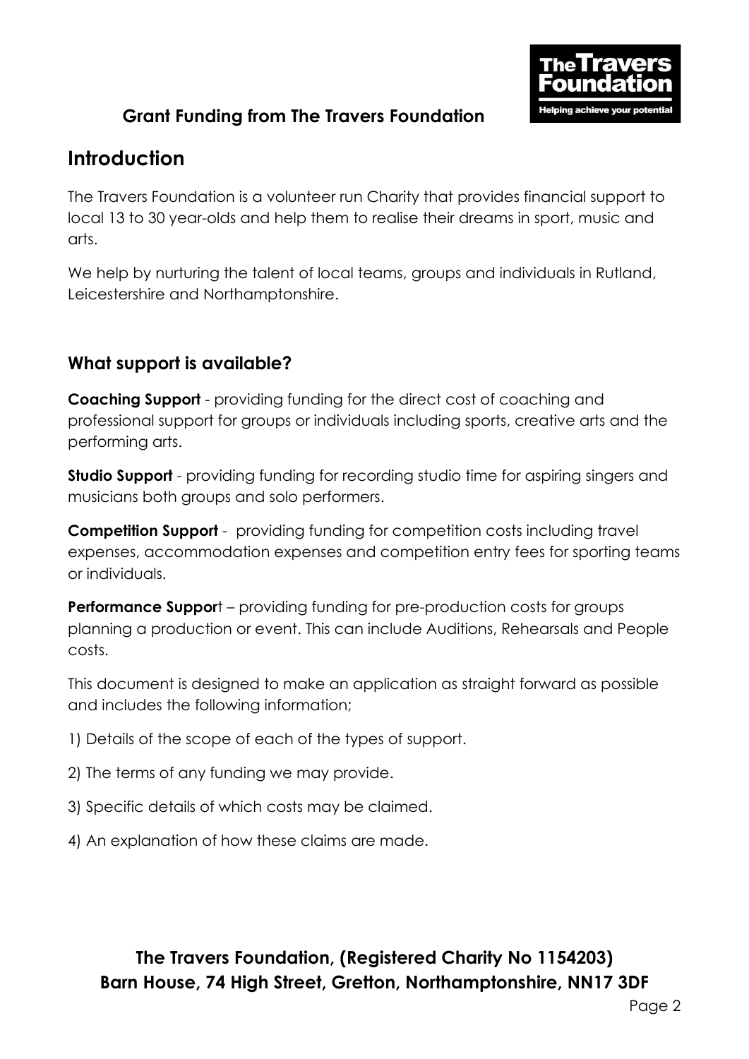**Grant Funding from The Travers Foundation**

## Introduction

The Travers Foundation is a volunteer run Charity that provides financial support to local 13 to 30 year-olds and help them to realise their dreams in sport, music and arts.

We help by nurturing the talent of local teams, groups and individuals in Rutland, Leicestershire and Northamptonshire.

### What support is available?

**Coaching Support** - providing funding for the direct cost of coaching and professional support for groups or individuals including sports, creative arts and the performing arts.

**Studio Support** - providing funding for recording studio time for aspiring singers and musicians both groups and solo performers.

**Competition Support** - providing funding for competition costs including travel expenses, accommodation expenses and competition entry fees for sporting teams or individuals.

**Performance Support** – providing funding for pre-production costs for groups planning a production or event. This can include Auditions, Rehearsals and People costs.

This document is designed to make an application as straight forward as possible and includes the following information;

1) Details of the scope of each of the types of support.

2) The terms of any funding we may provide.

3) Specific details of which costs may be claimed.

4) An explanation of how these claims are made.

**The Travers Foundation, (Registered Charity No 1154203)**
**Barn House, 74 High Street, Gretton, Northamptonshire, NN17 3DF**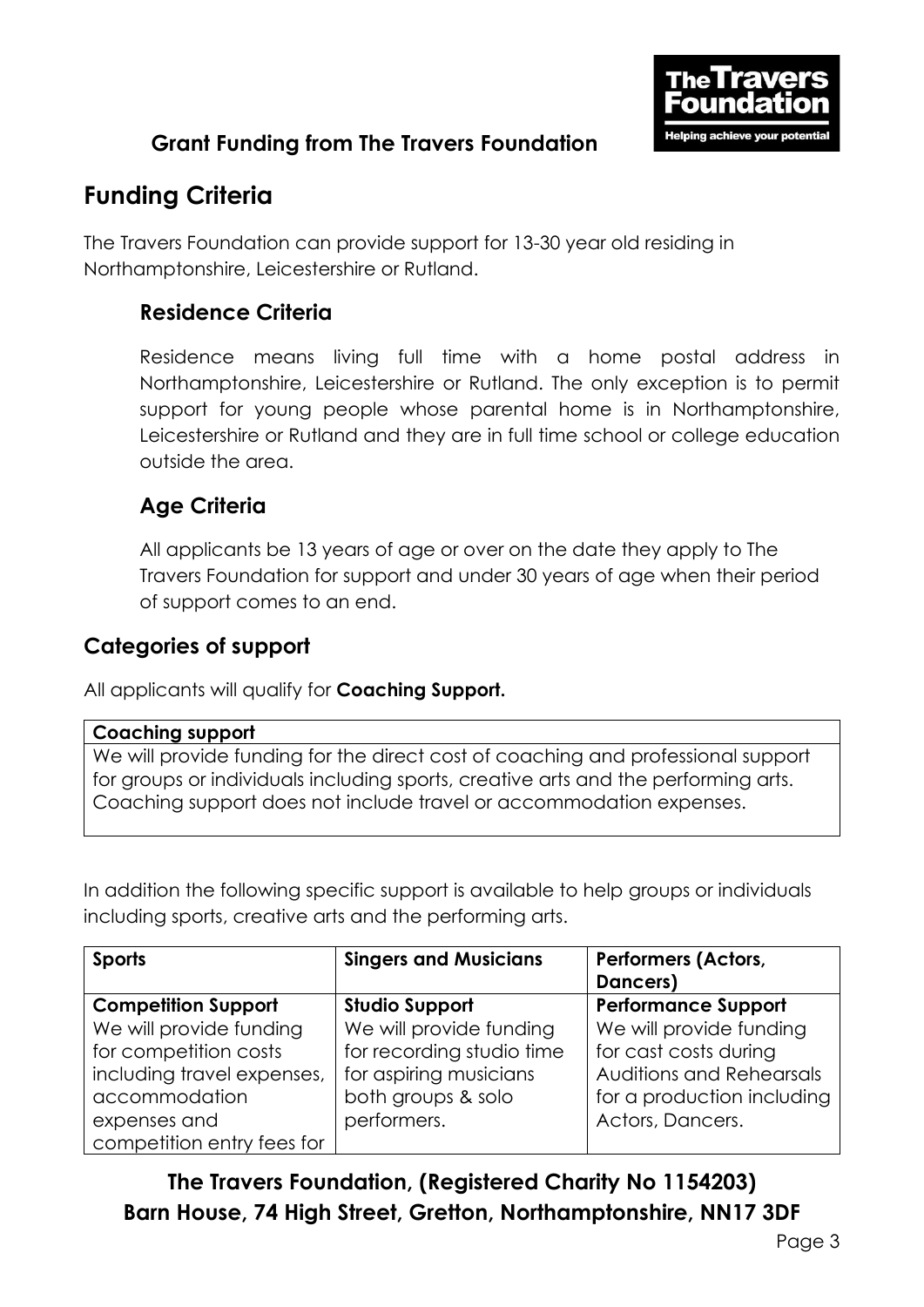**Grant Funding from The Travers Foundation**

# Funding Criteria

The Travers Foundation can provide support for 13-30 year old residing in Northamptonshire, Leicestershire or Rutland.

## Residence Criteria

Residence means living full time with a home postal address in Northamptonshire, Leicestershire or Rutland. The only exception is to permit support for young people whose parental home is in Northamptonshire, Leicestershire or Rutland and they are in full time school or college education outside the area.

## Age Criteria

All applicants be 13 years of age or over on the date they apply to The Travers Foundation for support and under 30 years of age when their period of support comes to an end.

## Categories of support

All applicants will qualify for **Coaching Support.**

| **Coaching support** |
|---|
| We will provide funding for the direct cost of coaching and professional support for groups or individuals including sports, creative arts and the performing arts. Coaching support does not include travel or accommodation expenses. |

In addition the following specific support is available to help groups or individuals including sports, creative arts and the performing arts.

| **Sports** | **Singers and Musicians** | **Performers (Actors, Dancers)** |
|---|---|---|
| **Competition Support** We will provide funding for competition costs including travel expenses, accommodation expenses and competition entry fees for | **Studio Support** We will provide funding for recording studio time for aspiring musicians both groups & solo performers. | **Performance Support** We will provide funding for cast costs during Auditions and Rehearsals for a production including Actors, Dancers. |

**The Travers Foundation, (Registered Charity No 1154203)**
**Barn House, 74 High Street, Gretton, Northamptonshire, NN17 3DF**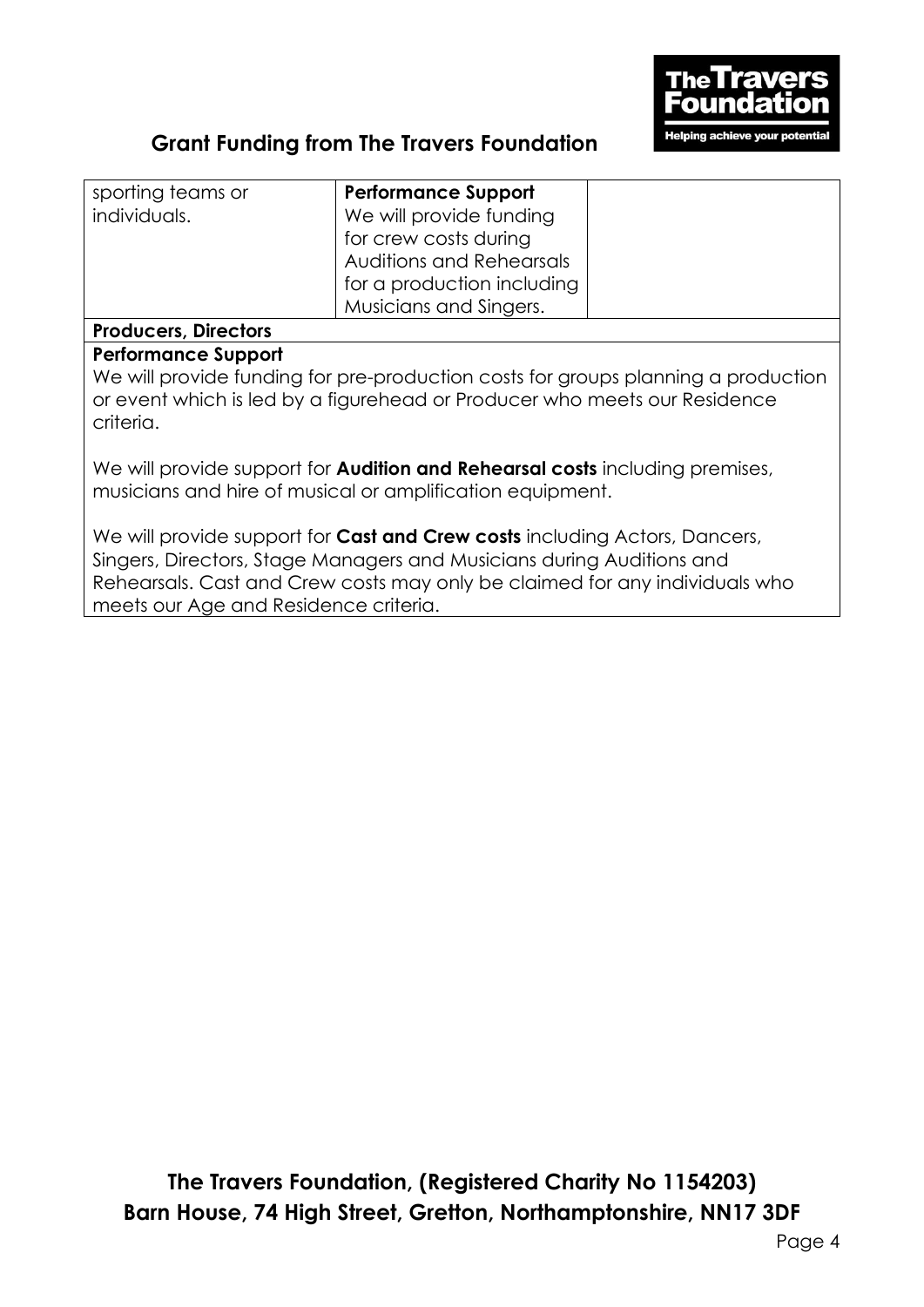| | | |
|---|---|---|
| sporting teams or individuals. | **Performance Support**<br>We will provide funding for crew costs during Auditions and Rehearsals for a production including Musicians and Singers. | |

**Producers, Directors**

**Performance Support**

We will provide funding for pre-production costs for groups planning a production or event which is led by a figurehead or Producer who meets our Residence criteria.

We will provide support for **Audition and Rehearsal costs** including premises, musicians and hire of musical or amplification equipment.

We will provide support for **Cast and Crew costs** including Actors, Dancers, Singers, Directors, Stage Managers and Musicians during Auditions and Rehearsals. Cast and Crew costs may only be claimed for any individuals who meets our Age and Residence criteria.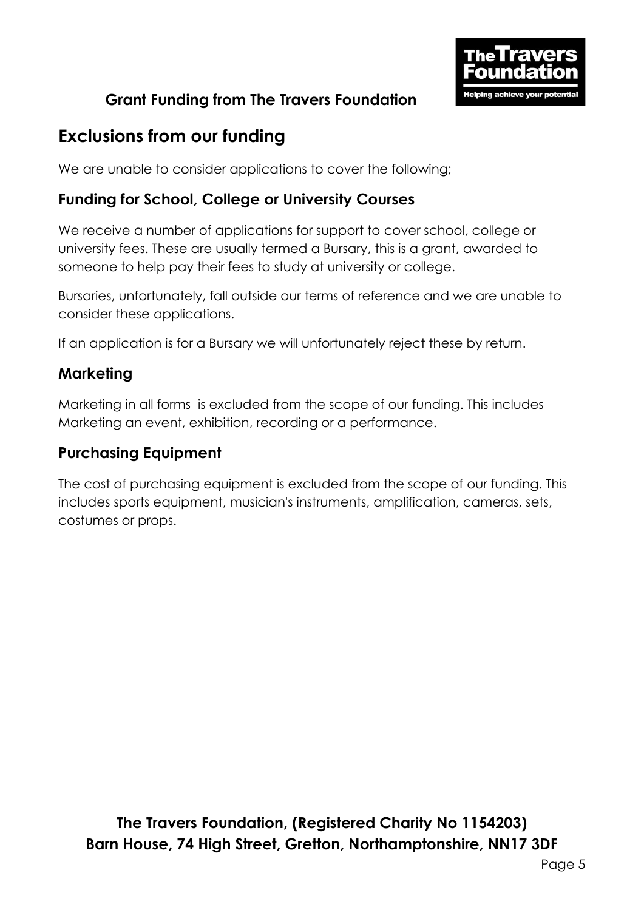## Exclusions from our funding

We are unable to consider applications to cover the following;

### Funding for School, College or University Courses

We receive a number of applications for support to cover school, college or university fees. These are usually termed a Bursary, this is a grant, awarded to someone to help pay their fees to study at university or college.

Bursaries, unfortunately, fall outside our terms of reference and we are unable to consider these applications.

If an application is for a Bursary we will unfortunately reject these by return.

### Marketing

Marketing in all forms is excluded from the scope of our funding. This includes Marketing an event, exhibition, recording or a performance.

### Purchasing Equipment

The cost of purchasing equipment is excluded from the scope of our funding. This includes sports equipment, musician's instruments, amplification, cameras, sets, costumes or props.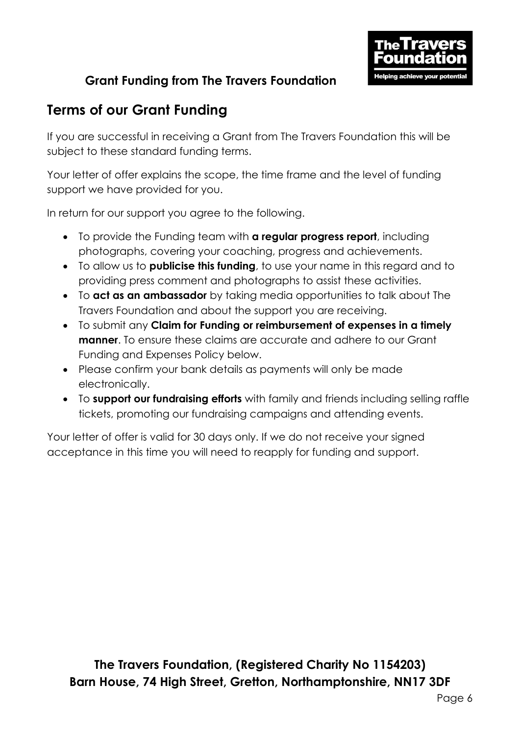## Terms of our Grant Funding

If you are successful in receiving a Grant from The Travers Foundation this will be subject to these standard funding terms.

Your letter of offer explains the scope, the time frame and the level of funding support we have provided for you.

In return for our support you agree to the following.

- To provide the Funding team with **a regular progress report**, including photographs, covering your coaching, progress and achievements.
- To allow us to **publicise this funding**, to use your name in this regard and to providing press comment and photographs to assist these activities.
- To **act as an ambassador** by taking media opportunities to talk about The Travers Foundation and about the support you are receiving.
- To submit any **Claim for Funding or reimbursement of expenses in a timely manner**. To ensure these claims are accurate and adhere to our Grant Funding and Expenses Policy below.
- Please confirm your bank details as payments will only be made electronically.
- To **support our fundraising efforts** with family and friends including selling raffle tickets, promoting our fundraising campaigns and attending events.

Your letter of offer is valid for 30 days only. If we do not receive your signed acceptance in this time you will need to reapply for funding and support.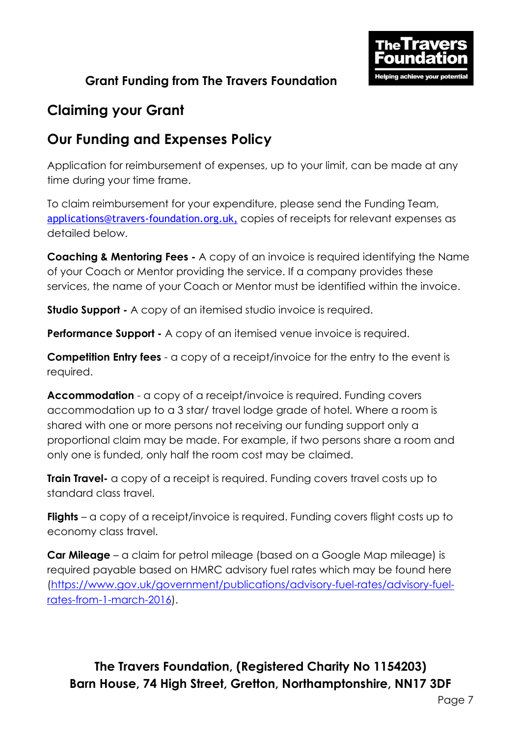## Grant Funding from The Travers Foundation

# Claiming your Grant

## Our Funding and Expenses Policy

Application for reimbursement of expenses, up to your limit, can be made at any time during your time frame.

To claim reimbursement for your expenditure, please send the Funding Team, applications@travers-foundation.org.uk, copies of receipts for relevant expenses as detailed below.

**Coaching & Mentoring Fees -** A copy of an invoice is required identifying the Name of your Coach or Mentor providing the service. If a company provides these services, the name of your Coach or Mentor must be identified within the invoice.

**Studio Support -** A copy of an itemised studio invoice is required.

**Performance Support -** A copy of an itemised venue invoice is required.

**Competition Entry fees** - a copy of a receipt/invoice for the entry to the event is required.

**Accommodation** - a copy of a receipt/invoice is required. Funding covers accommodation up to a 3 star/ travel lodge grade of hotel. Where a room is shared with one or more persons not receiving our funding support only a proportional claim may be made. For example, if two persons share a room and only one is funded, only half the room cost may be claimed.

**Train Travel-** a copy of a receipt is required. Funding covers travel costs up to standard class travel.

**Flights** – a copy of a receipt/invoice is required. Funding covers flight costs up to economy class travel.

**Car Mileage** – a claim for petrol mileage (based on a Google Map mileage) is required payable based on HMRC advisory fuel rates which may be found here (https://www.gov.uk/government/publications/advisory-fuel-rates/advisory-fuel-rates-from-1-march-2016).

**The Travers Foundation, (Registered Charity No 1154203)**
**Barn House, 74 High Street, Gretton, Northamptonshire, NN17 3DF**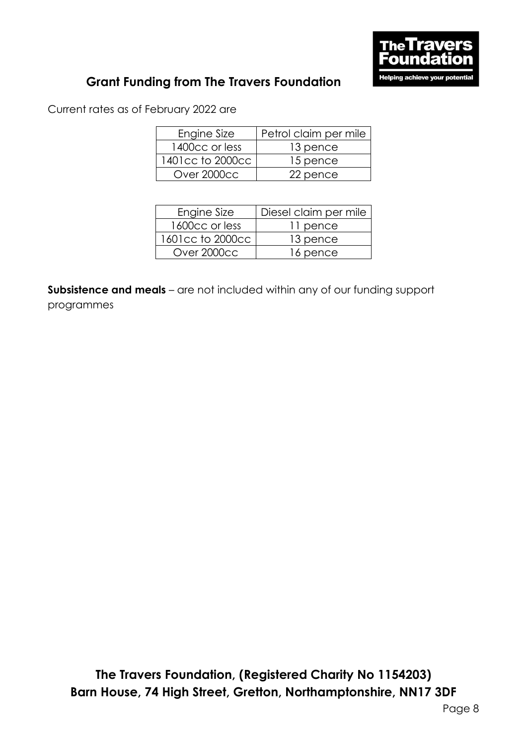## Grant Funding from The Travers Foundation

Current rates as of February 2022 are

| Engine Size | Petrol claim per mile |
|---|---|
| 1400cc or less | 13 pence |
| 1401cc to 2000cc | 15 pence |
| Over 2000cc | 22 pence |

| Engine Size | Diesel claim per mile |
|---|---|
| 1600cc or less | 11 pence |
| 1601cc to 2000cc | 13 pence |
| Over 2000cc | 16 pence |

**Subsistence and meals** – are not included within any of our funding support programmes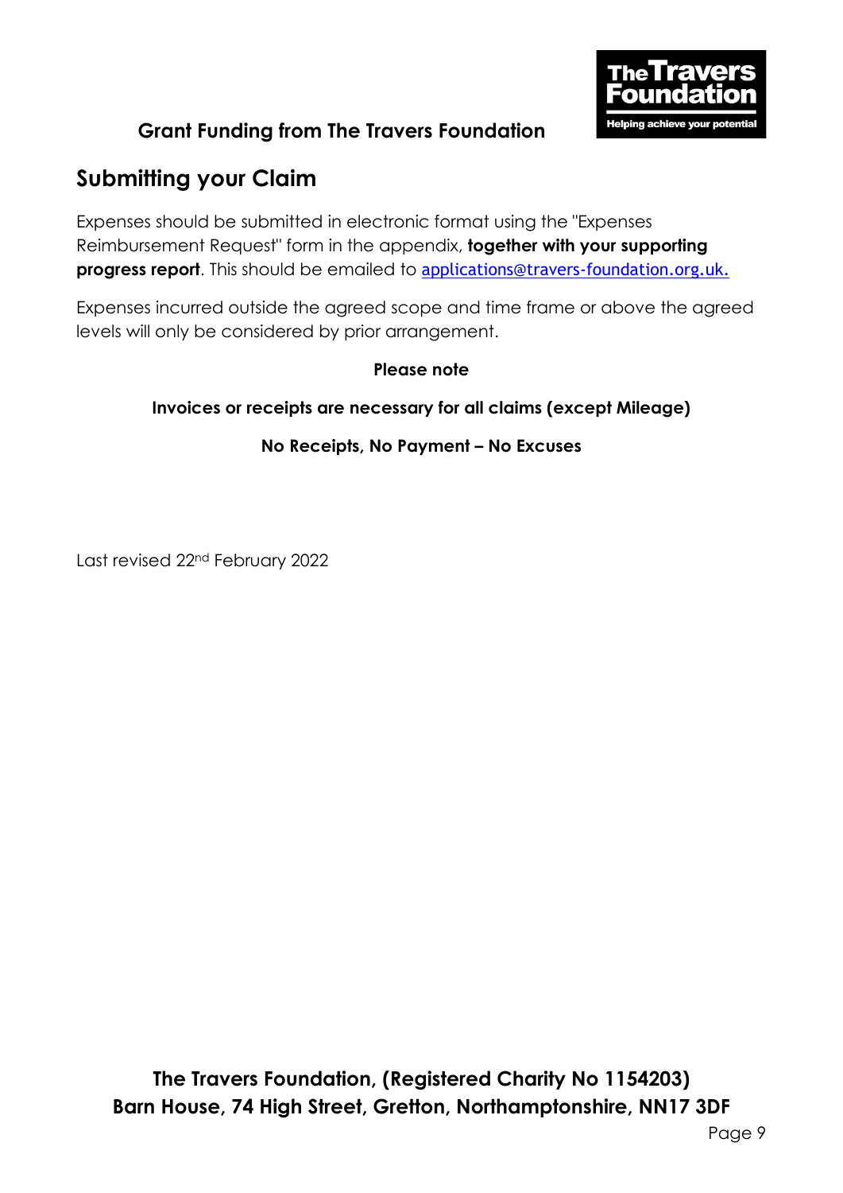## Submitting your Claim

Expenses should be submitted in electronic format using the "Expenses Reimbursement Request" form in the appendix, **together with your supporting progress report**. This should be emailed to applications@travers-foundation.org.uk.

Expenses incurred outside the agreed scope and time frame or above the agreed levels will only be considered by prior arrangement.

**Please note**

**Invoices or receipts are necessary for all claims (except Mileage)**

**No Receipts, No Payment – No Excuses**

Last revised 22nd February 2022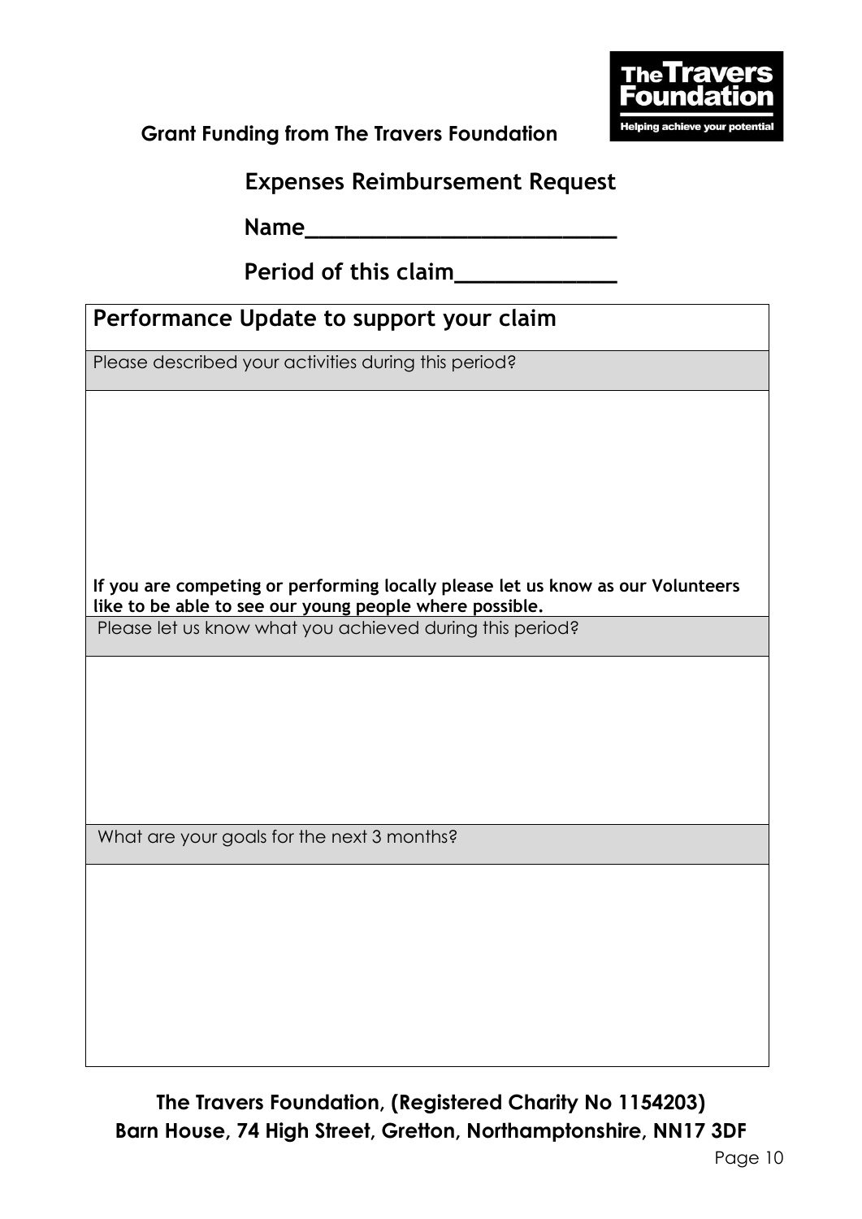**Grant Funding from The Travers Foundation**

The Travers Foundation
Helping achieve your potential

## Expenses Reimbursement Request

**Name___________________________**

**Period of this claim_____________**

| **Performance Update to support your claim** |
|---|
| Please described your activities during this period? |
| |
| **If you are competing or performing locally please let us know as our Volunteers like to be able to see our young people where possible.** |
| Please let us know what you achieved during this period? |
| |
| What are your goals for the next 3 months? |
| |

**The Travers Foundation, (Registered Charity No 1154203)**
**Barn House, 74 High Street, Gretton, Northamptonshire, NN17 3DF**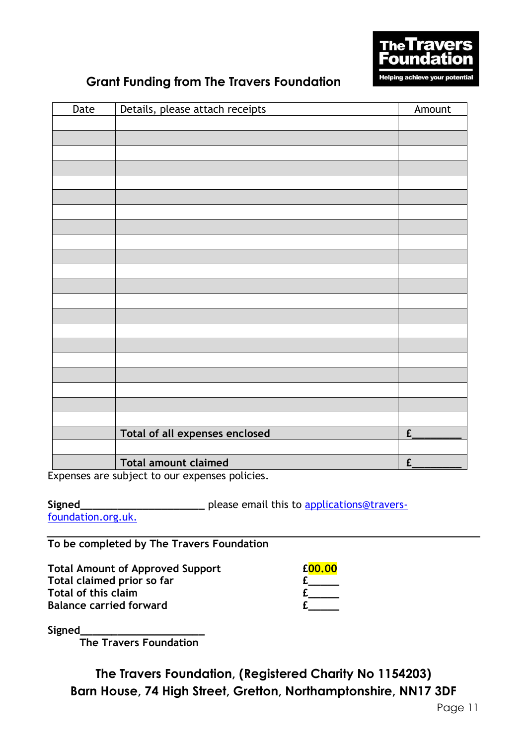The Travers Foundation
Helping achieve your potential

## Grant Funding from The Travers Foundation

| Date | Details, please attach receipts | Amount |
|---|---|---|
| | | |
| | | |
| | | |
| | | |
| | | |
| | | |
| | | |
| | | |
| | | |
| | | |
| | | |
| | | |
| | | |
| | | |
| | | |
| | | |
| | | |
| | | |
| | | |
| | | |
| | | |
| | **Total of all expenses enclosed** | **£_________** |
| | | |
| | **Total amount claimed** | **£_________** |

Expenses are subject to our expenses policies.

**Signed**______________________ please email this to applications@travers-foundation.org.uk.

**To be completed by The Travers Foundation**

| | |
|---|---|
| **Total Amount of Approved Support** | **£00.00** |
| **Total claimed prior so far** | **£______** |
| **Total of this claim** | **£______** |
| **Balance carried forward** | **£______** |

**Signed**______________________
**The Travers Foundation**

**The Travers Foundation, (Registered Charity No 1154203)**
**Barn House, 74 High Street, Gretton, Northamptonshire, NN17 3DF**